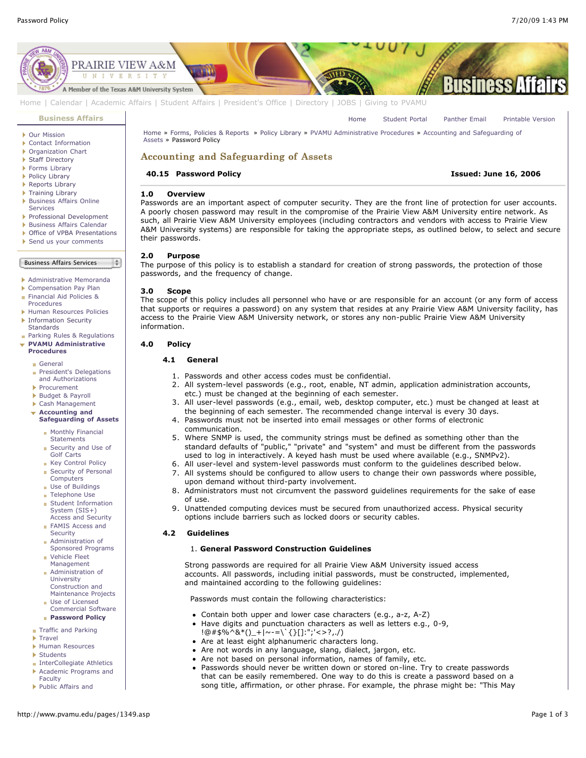Home | Calendar | Academic Affairs | Student Affairs | President's Office | Directory | JOBS | Giving to PVAMU

**Business Affairs**

- Our Mission
- Contact Information
- Organization Chart
- Staff Directory
- Forms Library
- Policy Library
- Reports Library
- Training Library
- Business Affairs Online Services
- Professional Development
- Business Affairs Calendar
- Office of VPBA Presentations
- Send us your comments

Business Affairs Services

- Administrative Memoranda
- Compensation Pay Plan
- Financial Aid Policies & Procedures
- Human Resources Policies
- Information Security Standards
- Parking Rules & Regulations
- **PVAMU Administrative Procedures**
  - General
  - President's Delegations and Authorizations
  - Procurement
  - Budget & Payroll
  - Cash Management
  - **Accounting and Safeguarding of Assets**
    - Monthly Financial Statements
    - Security and Use of Golf Carts
    - Key Control Policy
    - Security of Personal Computers
    - Use of Buildings
    - Telephone Use
    - Student Information System (SIS+) Access and Security
    - FAMIS Access and Security
    - Administration of Sponsored Programs
    - Vehicle Fleet Management
    - Administration of University Construction and Maintenance Projects
    - Use of Licensed Commercial Software
    - **Password Policy**
  - Traffic and Parking
  - Travel
  - Human Resources
  - Students
  - InterCollegiate Athletics
  - Academic Programs and Faculty
  - Public Affairs and

Home | Student Portal | Panther Email | Printable Version

Home » Forms, Policies & Reports » Policy Library » PVAMU Administrative Procedures » Accounting and Safeguarding of Assets » Password Policy

# Accounting and Safeguarding of Assets

**40.15 Password Policy** **Issued: June 16, 2006**

## 1.0 Overview

Passwords are an important aspect of computer security. They are the front line of protection for user accounts. A poorly chosen password may result in the compromise of the Prairie View A&M University entire network. As such, all Prairie View A&M University employees (including contractors and vendors with access to Prairie View A&M University systems) are responsible for taking the appropriate steps, as outlined below, to select and secure their passwords.

## 2.0 Purpose

The purpose of this policy is to establish a standard for creation of strong passwords, the protection of those passwords, and the frequency of change.

## 3.0 Scope

The scope of this policy includes all personnel who have or are responsible for an account (or any form of access that supports or requires a password) on any system that resides at any Prairie View A&M University facility, has access to the Prairie View A&M University network, or stores any non-public Prairie View A&M University information.

## 4.0 Policy

### 4.1 General

1. Passwords and other access codes must be confidential.
2. All system-level passwords (e.g., root, enable, NT admin, application administration accounts, etc.) must be changed at the beginning of each semester.
3. All user-level passwords (e.g., email, web, desktop computer, etc.) must be changed at least at the beginning of each semester. The recommended change interval is every 30 days.
4. Passwords must not be inserted into email messages or other forms of electronic communication.
5. Where SNMP is used, the community strings must be defined as something other than the standard defaults of "public," "private" and "system" and must be different from the passwords used to log in interactively. A keyed hash must be used where available (e.g., SNMPv2).
6. All user-level and system-level passwords must conform to the guidelines described below.
7. All systems should be configured to allow users to change their own passwords where possible, upon demand without third-party involvement.
8. Administrators must not circumvent the password guidelines requirements for the sake of ease of use.
9. Unattended computing devices must be secured from unauthorized access. Physical security options include barriers such as locked doors or security cables.

### 4.2 Guidelines

1. **General Password Construction Guidelines**

Strong passwords are required for all Prairie View A&M University issued access accounts. All passwords, including initial passwords, must be constructed, implemented, and maintained according to the following guidelines:

Passwords must contain the following characteristics:

- Contain both upper and lower case characters (e.g., a-z, A-Z)
- Have digits and punctuation characters as well as letters e.g., 0-9, !@#$%^&*()_+|~-=\`{}[]:";'<>?,./)
- Are at least eight alphanumeric characters long.
- Are not words in any language, slang, dialect, jargon, etc.
- Are not based on personal information, names of family, etc.
- Passwords should never be written down or stored on-line. Try to create passwords that can be easily remembered. One way to do this is create a password based on a song title, affirmation, or other phrase. For example, the phrase might be: "This May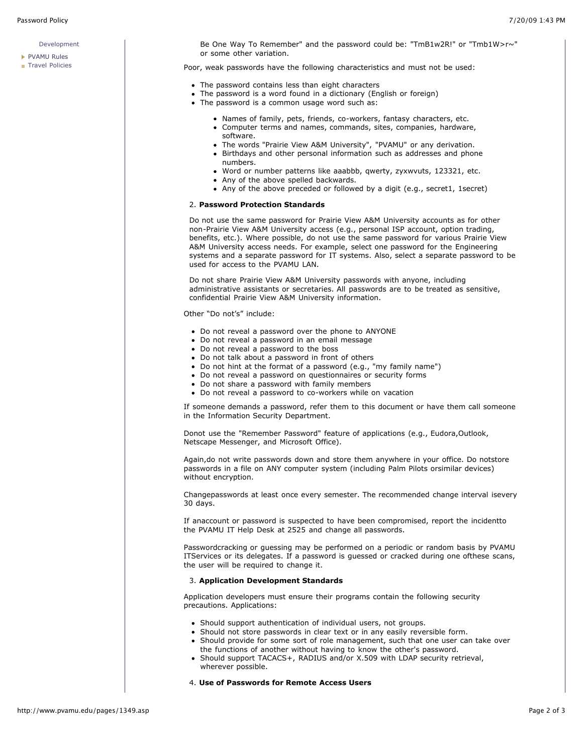Be One Way To Remember" and the password could be: "TmB1w2R!" or "Tmb1W>r~" or some other variation.

Poor, weak passwords have the following characteristics and must not be used:

- The password contains less than eight characters
- The password is a word found in a dictionary (English or foreign)
- The password is a common usage word such as:
  - Names of family, pets, friends, co-workers, fantasy characters, etc.
  - Computer terms and names, commands, sites, companies, hardware, software.
  - The words "Prairie View A&M University", "PVAMU" or any derivation.
  - Birthdays and other personal information such as addresses and phone numbers.
  - Word or number patterns like aaabbb, qwerty, zyxwvuts, 123321, etc.
  - Any of the above spelled backwards.
  - Any of the above preceded or followed by a digit (e.g., secret1, 1secret)

2. **Password Protection Standards**

Do not use the same password for Prairie View A&M University accounts as for other non-Prairie View A&M University access (e.g., personal ISP account, option trading, benefits, etc.). Where possible, do not use the same password for various Prairie View A&M University access needs. For example, select one password for the Engineering systems and a separate password for IT systems. Also, select a separate password to be used for access to the PVAMU LAN.

Do not share Prairie View A&M University passwords with anyone, including administrative assistants or secretaries. All passwords are to be treated as sensitive, confidential Prairie View A&M University information.

Other "Do not's" include:

- Do not reveal a password over the phone to ANYONE
- Do not reveal a password in an email message
- Do not reveal a password to the boss
- Do not talk about a password in front of others
- Do not hint at the format of a password (e.g., "my family name")
- Do not reveal a password on questionnaires or security forms
- Do not share a password with family members
- Do not reveal a password to co-workers while on vacation

If someone demands a password, refer them to this document or have them call someone in the Information Security Department.

Donot use the "Remember Password" feature of applications (e.g., Eudora,Outlook, Netscape Messenger, and Microsoft Office).

Again,do not write passwords down and store them anywhere in your office. Do notstore passwords in a file on ANY computer system (including Palm Pilots orsimilar devices) without encryption.

Changepasswords at least once every semester. The recommended change interval isevery 30 days.

If anaccount or password is suspected to have been compromised, report the incidentto the PVAMU IT Help Desk at 2525 and change all passwords.

Passwordcracking or guessing may be performed on a periodic or random basis by PVAMU ITServices or its delegates. If a password is guessed or cracked during one ofthese scans, the user will be required to change it.

3. **Application Development Standards**

Application developers must ensure their programs contain the following security precautions. Applications:

- Should support authentication of individual users, not groups.
- Should not store passwords in clear text or in any easily reversible form.
- Should provide for some sort of role management, such that one user can take over the functions of another without having to know the other's password.
- Should support TACACS+, RADIUS and/or X.509 with LDAP security retrieval, wherever possible.

4. **Use of Passwords for Remote Access Users**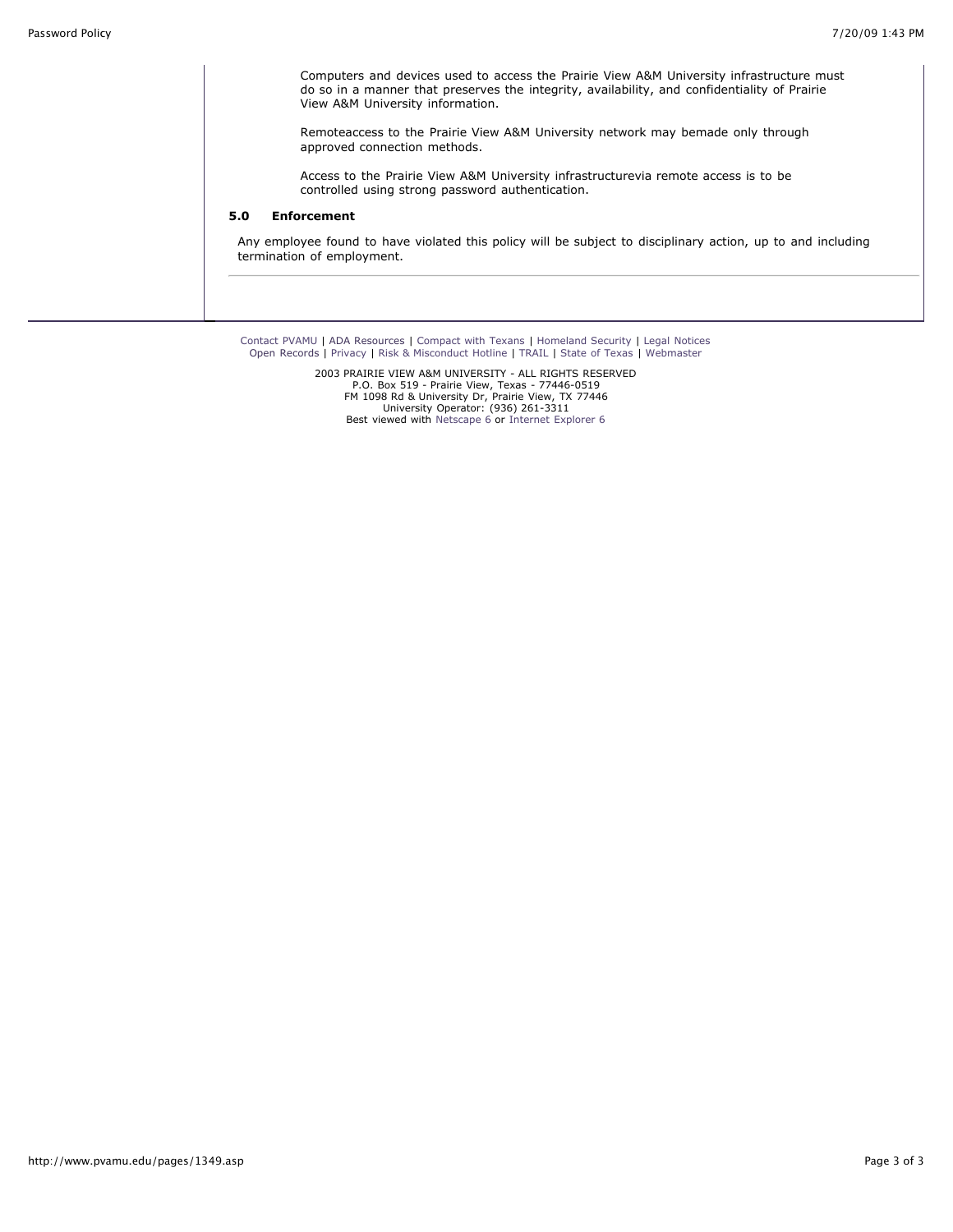Computers and devices used to access the Prairie View A&M University infrastructure must do so in a manner that preserves the integrity, availability, and confidentiality of Prairie View A&M University information.

Remoteaccess to the Prairie View A&M University network may bemade only through approved connection methods.

Access to the Prairie View A&M University infrastructurevia remote access is to be controlled using strong password authentication.

### 5.0 Enforcement

Any employee found to have violated this policy will be subject to disciplinary action, up to and including termination of employment.

---

Contact PVAMU | ADA Resources | Compact with Texans | Homeland Security | Legal Notices
Open Records | Privacy | Risk & Misconduct Hotline | TRAIL | State of Texas | Webmaster

2003 PRAIRIE VIEW A&M UNIVERSITY - ALL RIGHTS RESERVED
P.O. Box 519 - Prairie View, Texas - 77446-0519
FM 1098 Rd & University Dr, Prairie View, TX 77446
University Operator: (936) 261-3311
Best viewed with Netscape 6 or Internet Explorer 6